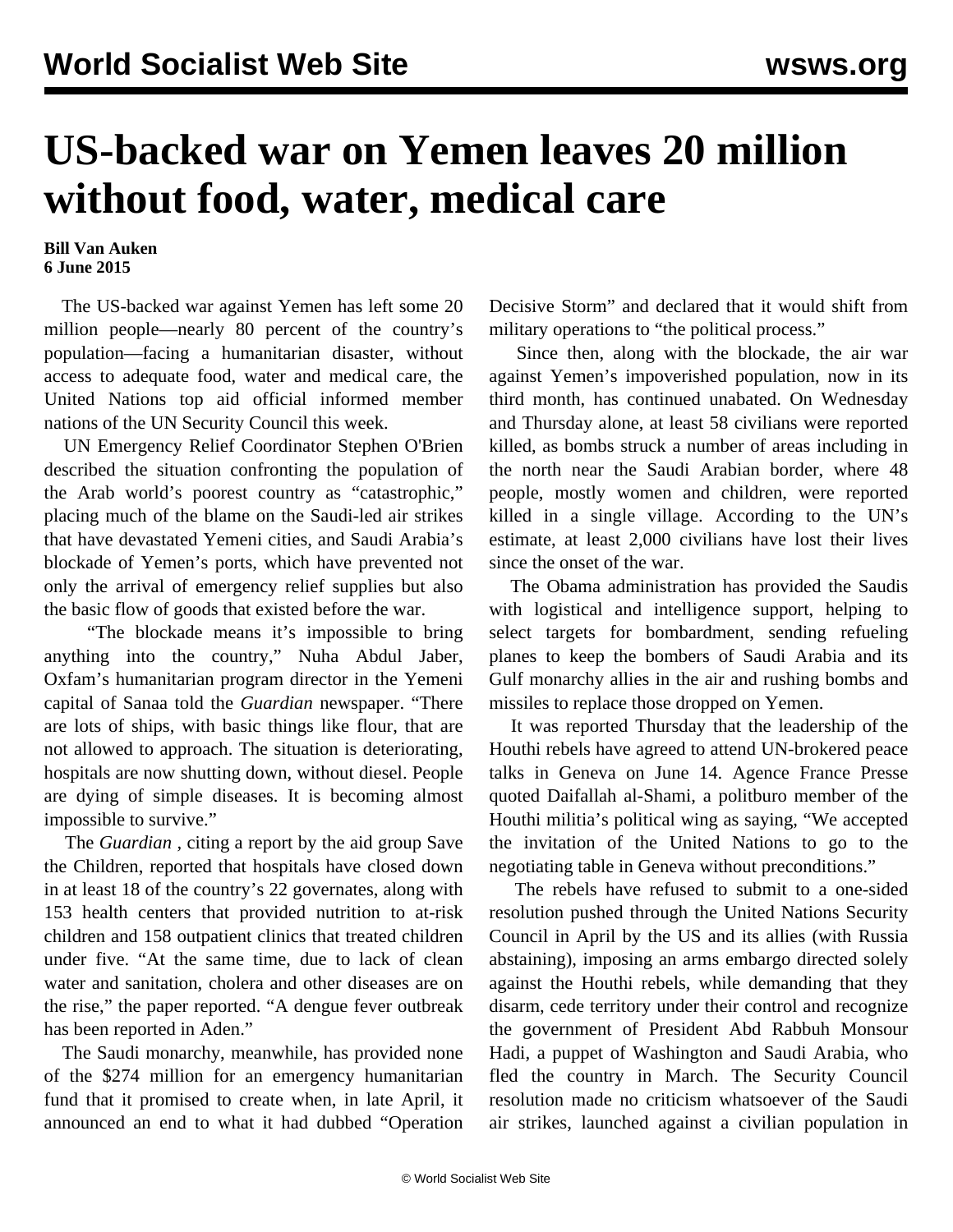# US-backed war on Yemen leaves 20 million without food, water, medical care

**Bill Van Auken**
**6 June 2015**

The US-backed war against Yemen has left some 20 million people—nearly 80 percent of the country's population—facing a humanitarian disaster, without access to adequate food, water and medical care, the United Nations top aid official informed member nations of the UN Security Council this week.

UN Emergency Relief Coordinator Stephen O'Brien described the situation confronting the population of the Arab world's poorest country as "catastrophic," placing much of the blame on the Saudi-led air strikes that have devastated Yemeni cities, and Saudi Arabia's blockade of Yemen's ports, which have prevented not only the arrival of emergency relief supplies but also the basic flow of goods that existed before the war.

"The blockade means it's impossible to bring anything into the country," Nuha Abdul Jaber, Oxfam's humanitarian program director in the Yemeni capital of Sanaa told the *Guardian* newspaper. "There are lots of ships, with basic things like flour, that are not allowed to approach. The situation is deteriorating, hospitals are now shutting down, without diesel. People are dying of simple diseases. It is becoming almost impossible to survive."

The *Guardian* , citing a report by the aid group Save the Children, reported that hospitals have closed down in at least 18 of the country's 22 governates, along with 153 health centers that provided nutrition to at-risk children and 158 outpatient clinics that treated children under five. "At the same time, due to lack of clean water and sanitation, cholera and other diseases are on the rise," the paper reported. "A dengue fever outbreak has been reported in Aden."

The Saudi monarchy, meanwhile, has provided none of the $274 million for an emergency humanitarian fund that it promised to create when, in late April, it announced an end to what it had dubbed "Operation Decisive Storm" and declared that it would shift from military operations to "the political process."

Since then, along with the blockade, the air war against Yemen's impoverished population, now in its third month, has continued unabated. On Wednesday and Thursday alone, at least 58 civilians were reported killed, as bombs struck a number of areas including in the north near the Saudi Arabian border, where 48 people, mostly women and children, were reported killed in a single village. According to the UN's estimate, at least 2,000 civilians have lost their lives since the onset of the war.

The Obama administration has provided the Saudis with logistical and intelligence support, helping to select targets for bombardment, sending refueling planes to keep the bombers of Saudi Arabia and its Gulf monarchy allies in the air and rushing bombs and missiles to replace those dropped on Yemen.

It was reported Thursday that the leadership of the Houthi rebels have agreed to attend UN-brokered peace talks in Geneva on June 14. Agence France Presse quoted Daifallah al-Shami, a politburo member of the Houthi militia's political wing as saying, "We accepted the invitation of the United Nations to go to the negotiating table in Geneva without preconditions."

The rebels have refused to submit to a one-sided resolution pushed through the United Nations Security Council in April by the US and its allies (with Russia abstaining), imposing an arms embargo directed solely against the Houthi rebels, while demanding that they disarm, cede territory under their control and recognize the government of President Abd Rabbuh Monsour Hadi, a puppet of Washington and Saudi Arabia, who fled the country in March. The Security Council resolution made no criticism whatsoever of the Saudi air strikes, launched against a civilian population in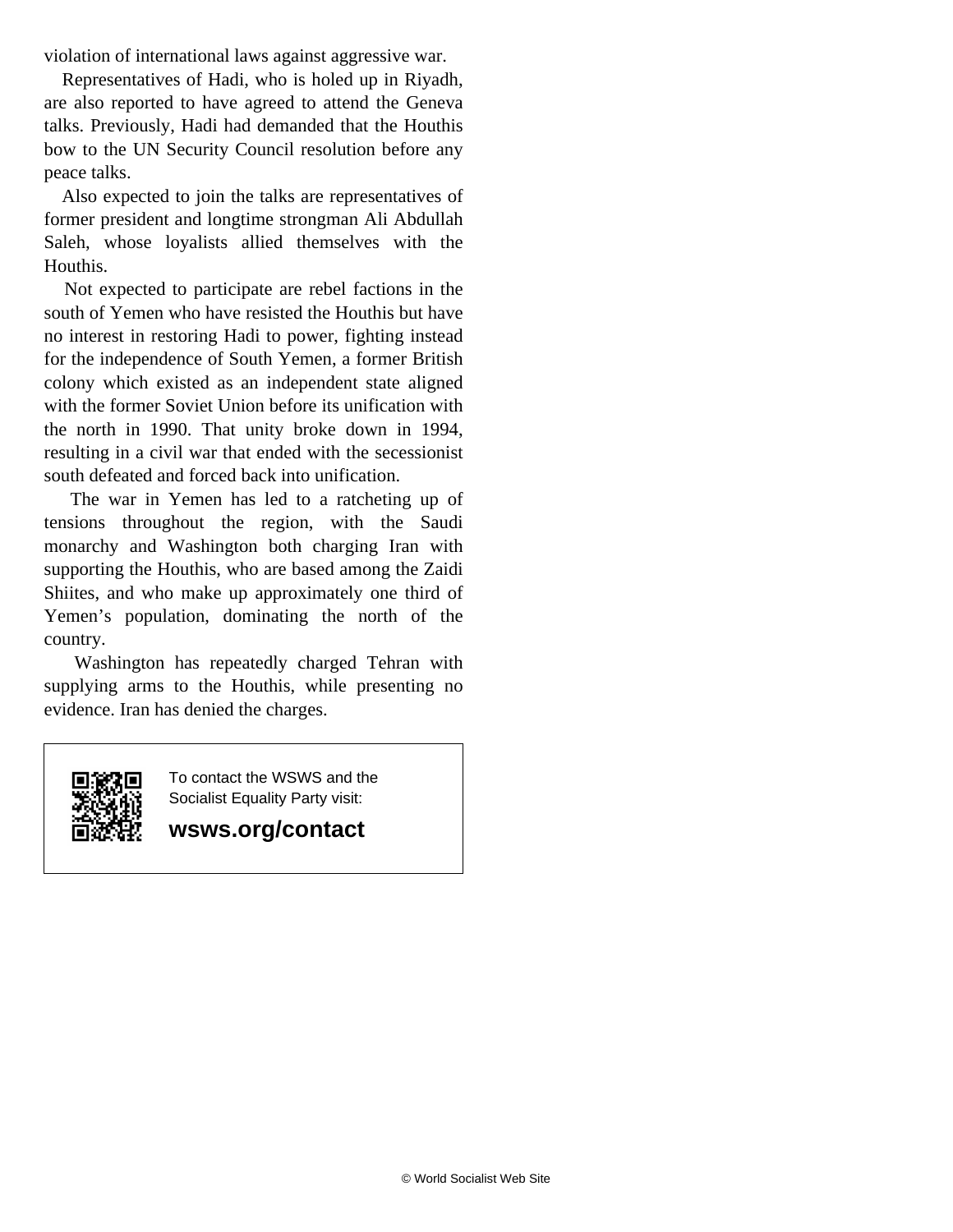violation of international laws against aggressive war.

Representatives of Hadi, who is holed up in Riyadh, are also reported to have agreed to attend the Geneva talks. Previously, Hadi had demanded that the Houthis bow to the UN Security Council resolution before any peace talks.

Also expected to join the talks are representatives of former president and longtime strongman Ali Abdullah Saleh, whose loyalists allied themselves with the Houthis.

Not expected to participate are rebel factions in the south of Yemen who have resisted the Houthis but have no interest in restoring Hadi to power, fighting instead for the independence of South Yemen, a former British colony which existed as an independent state aligned with the former Soviet Union before its unification with the north in 1990. That unity broke down in 1994, resulting in a civil war that ended with the secessionist south defeated and forced back into unification.

The war in Yemen has led to a ratcheting up of tensions throughout the region, with the Saudi monarchy and Washington both charging Iran with supporting the Houthis, who are based among the Zaidi Shiites, and who make up approximately one third of Yemen's population, dominating the north of the country.

Washington has repeatedly charged Tehran with supplying arms to the Houthis, while presenting no evidence. Iran has denied the charges.

To contact the WSWS and the Socialist Equality Party visit:

**wsws.org/contact**